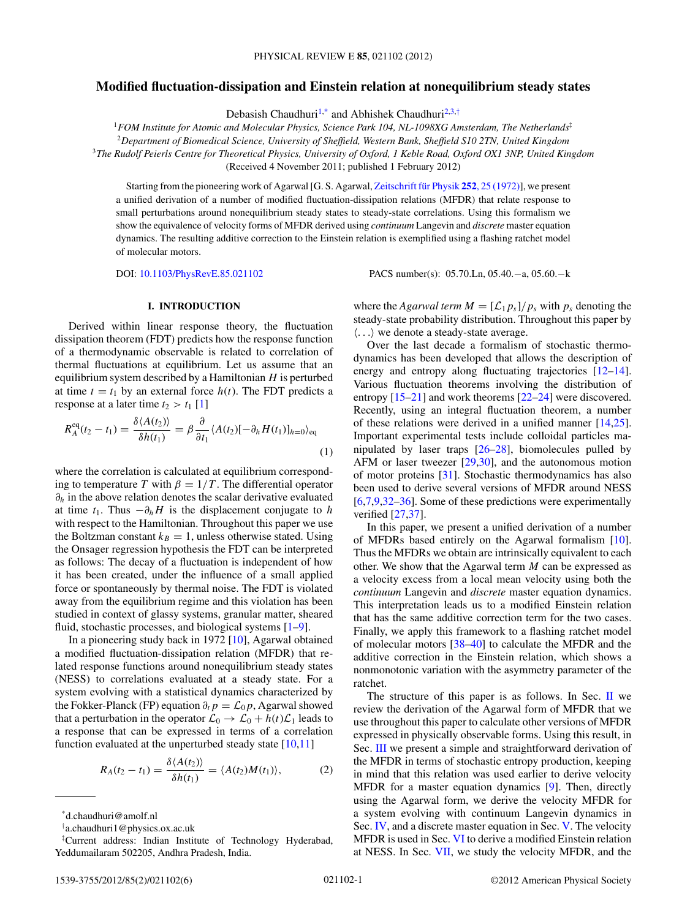# Modified fluctuation-dissipation and Einstein relation at nonequilibrium steady states

Debasish Chaudhuri[1,*] and Abhishek Chaudhuri[2,3,†]

[1]*FOM Institute for Atomic and Molecular Physics, Science Park 104, NL-1098XG Amsterdam, The Netherlands*[‡]

[2]*Department of Biomedical Science, University of Sheffield, Western Bank, Sheffield S10 2TN, United Kingdom*

[3]*The Rudolf Peierls Centre for Theoretical Physics, University of Oxford, 1 Keble Road, Oxford OX1 3NP, United Kingdom*

(Received 4 November 2011; published 1 February 2012)

Starting from the pioneering work of Agarwal [G. S. Agarwal, Zeitschrift für Physik **252**, 25 (1972)], we present a unified derivation of a number of modified fluctuation-dissipation relations (MFDR) that relate response to small perturbations around nonequilibrium steady states to steady-state correlations. Using this formalism we show the equivalence of velocity forms of MFDR derived using *continuum* Langevin and *discrete* master equation dynamics. The resulting additive correction to the Einstein relation is exemplified using a flashing ratchet model of molecular motors.

DOI: 10.1103/PhysRevE.85.021102 PACS number(s): 05.70.Ln, 05.40.−a, 05.60.−k

## I. INTRODUCTION

Derived within linear response theory, the fluctuation dissipation theorem (FDT) predicts how the response function of a thermodynamic observable is related to correlation of thermal fluctuations at equilibrium. Let us assume that an equilibrium system described by a Hamiltonian $H$ is perturbed at time $t = t_1$ by an external force $h(t)$. The FDT predicts a response at a later time $t_2 > t_1$ [1]

$$R_A^{\rm eq}(t_2 - t_1) = \frac{\delta\langle A(t_2)\rangle}{\delta h(t_1)} = \beta\frac{\partial}{\partial t_1}\langle A(t_2)[-\partial_h H(t_1)]_{h=0}\rangle_{\rm eq} \tag{1}$$

where the correlation is calculated at equilibrium corresponding to temperature $T$ with $\beta = 1/T$. The differential operator $\partial_h$ in the above relation denotes the scalar derivative evaluated at time $t_1$. Thus $-\partial_h H$ is the displacement conjugate to $h$ with respect to the Hamiltonian. Throughout this paper we use the Boltzman constant $k_B = 1$, unless otherwise stated. Using the Onsager regression hypothesis the FDT can be interpreted as follows: The decay of a fluctuation is independent of how it has been created, under the influence of a small applied force or spontaneously by thermal noise. The FDT is violated away from the equilibrium regime and this violation has been studied in context of glassy systems, granular matter, sheared fluid, stochastic processes, and biological systems [1–9].

In a pioneering study back in 1972 [10], Agarwal obtained a modified fluctuation-dissipation relation (MFDR) that related response functions around nonequilibrium steady states (NESS) to correlations evaluated at a steady state. For a system evolving with a statistical dynamics characterized by the Fokker-Planck (FP) equation $\partial_t p = \mathcal{L}_0 p$, Agarwal showed that a perturbation in the operator $\mathcal{L}_0 \to \mathcal{L}_0 + h(t)\mathcal{L}_1$ leads to a response that can be expressed in terms of a correlation function evaluated at the unperturbed steady state [10,11]

$$R_A(t_2 - t_1) = \frac{\delta\langle A(t_2)\rangle}{\delta h(t_1)} = \langle A(t_2)M(t_1)\rangle, \tag{2}$$

where the *Agarwal term* $M = [\mathcal{L}_1 p_s]/p_s$ with $p_s$ denoting the steady-state probability distribution. Throughout this paper by $\langle\ldots\rangle$ we denote a steady-state average.

Over the last decade a formalism of stochastic thermodynamics has been developed that allows the description of energy and entropy along fluctuating trajectories [12–14]. Various fluctuation theorems involving the distribution of entropy [15–21] and work theorems [22–24] were discovered. Recently, using an integral fluctuation theorem, a number of these relations were derived in a unified manner [14,25]. Important experimental tests include colloidal particles manipulated by laser traps [26–28], biomolecules pulled by AFM or laser tweezer [29,30], and the autonomous motion of motor proteins [31]. Stochastic thermodynamics has also been used to derive several versions of MFDR around NESS [6,7,9,32–36]. Some of these predictions were experimentally verified [27,37].

In this paper, we present a unified derivation of a number of MFDRs based entirely on the Agarwal formalism [10]. Thus the MFDRs we obtain are intrinsically equivalent to each other. We show that the Agarwal term $M$ can be expressed as a velocity excess from a local mean velocity using both the *continuum* Langevin and *discrete* master equation dynamics. This interpretation leads us to a modified Einstein relation that has the same additive correction term for the two cases. Finally, we apply this framework to a flashing ratchet model of molecular motors [38–40] to calculate the MFDR and the additive correction in the Einstein relation, which shows a nonmonotonic variation with the asymmetry parameter of the ratchet.

The structure of this paper is as follows. In Sec. II we review the derivation of the Agarwal form of MFDR that we use throughout this paper to calculate other versions of MFDR expressed in physically observable forms. Using this result, in Sec. III we present a simple and straightforward derivation of the MFDR in terms of stochastic entropy production, keeping in mind that this relation was used earlier to derive velocity MFDR for a master equation dynamics [9]. Then, directly using the Agarwal form, we derive the velocity MFDR for a system evolving with continuum Langevin dynamics in Sec. IV, and a discrete master equation in Sec. V. The velocity MFDR is used in Sec. VI to derive a modified Einstein relation at NESS. In Sec. VII, we study the velocity MFDR, and the

---

*d.chaudhuri@amolf.nl

†a.chaudhuri1@physics.ox.ac.uk

‡Current address: Indian Institute of Technology Hyderabad, Yeddumailaram 502205, Andhra Pradesh, India.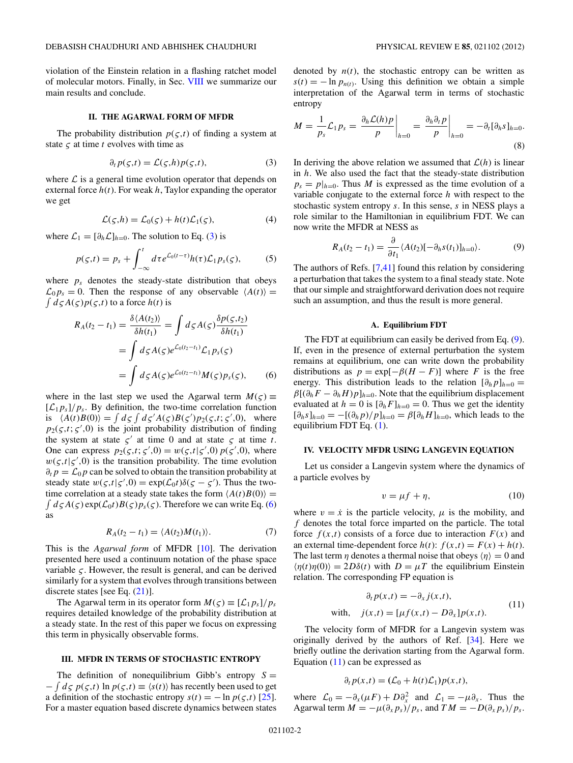violation of the Einstein relation in a flashing ratchet model of molecular motors. Finally, in Sec. VIII we summarize our main results and conclude.

## II. THE AGARWAL FORM OF MFDR

The probability distribution $p(\varsigma,t)$ of finding a system at state $\varsigma$ at time $t$ evolves with time as

$$\partial_t p(\varsigma,t) = \mathcal{L}(\varsigma,h) p(\varsigma,t), \tag{3}$$

where $\mathcal{L}$ is a general time evolution operator that depends on external force $h(t)$. For weak $h$, Taylor expanding the operator we get

$$\mathcal{L}(\varsigma,h) = \mathcal{L}_0(\varsigma) + h(t)\mathcal{L}_1(\varsigma), \tag{4}$$

where $\mathcal{L}_1 = [\partial_h \mathcal{L}]_{h=0}$. The solution to Eq. (3) is

$$p(\varsigma,t) = p_s + \int_{-\infty}^{t} d\tau e^{\mathcal{L}_0(t-\tau)} h(\tau) \mathcal{L}_1 p_s(\varsigma), \tag{5}$$

where $p_s$ denotes the steady-state distribution that obeys $\mathcal{L}_0 p_s = 0$. Then the response of any observable $\langle A(t)\rangle = \int d\varsigma A(\varsigma) p(\varsigma,t)$ to a force $h(t)$ is

$$\begin{aligned}
R_A(t_2 - t_1) &= \frac{\delta\langle A(t_2)\rangle}{\delta h(t_1)} = \int d\varsigma A(\varsigma) \frac{\delta p(\varsigma,t_2)}{\delta h(t_1)} \\
&= \int d\varsigma A(\varsigma) e^{\mathcal{L}_0(t_2-t_1)} \mathcal{L}_1 p_s(\varsigma) \\
&= \int d\varsigma A(\varsigma) e^{\mathcal{L}_0(t_2-t_1)} M(\varsigma) p_s(\varsigma),
\end{aligned} \tag{6}$$

where in the last step we used the Agarwal term $M(\varsigma) \equiv [\mathcal{L}_1 p_s]/p_s$. By definition, the two-time correlation function is $\langle A(t)B(0)\rangle = \int d\varsigma \int d\varsigma' A(\varsigma) B(\varsigma') p_2(\varsigma,t;\varsigma',0)$, where $p_2(\varsigma,t;\varsigma',0)$ is the joint probability distribution of finding the system at state $\varsigma'$ at time 0 and at state $\varsigma$ at time $t$. One can express $p_2(\varsigma,t;\varsigma',0) = w(\varsigma,t|\varsigma',0)\, p(\varsigma',0)$, where $w(\varsigma,t|\varsigma',0)$ is the transition probability. The time evolution $\partial_t p = \mathcal{L}_0 p$ can be solved to obtain the transition probability at steady state $w(\varsigma,t|\varsigma',0) = \exp(\mathcal{L}_0 t)\delta(\varsigma - \varsigma')$. Thus the two-time correlation at a steady state takes the form $\langle A(t)B(0)\rangle = \int d\varsigma A(\varsigma) \exp(\mathcal{L}_0 t) B(\varsigma) p_s(\varsigma)$. Therefore we can write Eq. (6) as

$$R_A(t_2 - t_1) = \langle A(t_2) M(t_1)\rangle. \tag{7}$$

This is the *Agarwal form* of MFDR [10]. The derivation presented here used a continuum notation of the phase space variable $\varsigma$. However, the result is general, and can be derived similarly for a system that evolves through transitions between discrete states [see Eq. (21)].

The Agarwal term in its operator form $M(\varsigma) \equiv [\mathcal{L}_1 p_s]/p_s$ requires detailed knowledge of the probability distribution at a steady state. In the rest of this paper we focus on expressing this term in physically observable forms.

## III. MFDR IN TERMS OF STOCHASTIC ENTROPY

The definition of nonequilibrium Gibb's entropy $S = -\int d\varsigma\, p(\varsigma,t) \ln p(\varsigma,t) \equiv \langle s(t)\rangle$ has recently been used to get a definition of the stochastic entropy $s(t) = -\ln p(\varsigma,t)$ [25]. For a master equation based discrete dynamics between states denoted by $n(t)$, the stochastic entropy can be written as $s(t) = -\ln p_{n(t)}$. Using this definition we obtain a simple interpretation of the Agarwal term in terms of stochastic entropy

$$M = \frac{1}{p_s}\mathcal{L}_1 p_s = \left.\frac{\partial_h \mathcal{L}(h) p}{p}\right|_{h=0} = \left.\frac{\partial_h \partial_t p}{p}\right|_{h=0} = -\partial_t [\partial_h s]_{h=0}. \tag{8}$$

In deriving the above relation we assumed that $\mathcal{L}(h)$ is linear in $h$. We also used the fact that the steady-state distribution $p_s = p|_{h=0}$. Thus $M$ is expressed as the time evolution of a variable conjugate to the external force $h$ with respect to the stochastic system entropy $s$. In this sense, $s$ in NESS plays a role similar to the Hamiltonian in equilibrium FDT. We can now write the MFDR at NESS as

$$R_A(t_2 - t_1) = \frac{\partial}{\partial t_1}\langle A(t_2)[-\partial_h s(t_1)]_{h=0}\rangle. \tag{9}$$

The authors of Refs. [7,41] found this relation by considering a perturbation that takes the system to a final steady state. Note that our simple and straightforward derivation does not require such an assumption, and thus the result is more general.

### A. Equilibrium FDT

The FDT at equilibrium can easily be derived from Eq. (9). If, even in the presence of external perturbation the system remains at equilibrium, one can write down the probability distributions as $p = \exp[-\beta(H - F)]$ where $F$ is the free energy. This distribution leads to the relation $[\partial_h p]_{h=0} = \beta[(\partial_h F - \partial_h H)p]_{h=0}$. Note that the equilibrium displacement evaluated at $h = 0$ is $[\partial_h F]_{h=0} = 0$. Thus we get the identity $[\partial_h s]_{h=0} = -[(\partial_h p)/p]_{h=0} = \beta[\partial_h H]_{h=0}$, which leads to the equilibrium FDT Eq. (1).

## IV. VELOCITY MFDR USING LANGEVIN EQUATION

Let us consider a Langevin system where the dynamics of a particle evolves by

$$v = \mu f + \eta, \tag{10}$$

where $v = \dot{x}$ is the particle velocity, $\mu$ is the mobility, and $f$ denotes the total force imparted on the particle. The total force $f(x,t)$ consists of a force due to interaction $F(x)$ and an external time-dependent force $h(t)$: $f(x,t) = F(x) + h(t)$. The last term $\eta$ denotes a thermal noise that obeys $\langle\eta\rangle = 0$ and $\langle\eta(t)\eta(0)\rangle = 2D\delta(t)$ with $D = \mu T$ the equilibrium Einstein relation. The corresponding FP equation is

$$\begin{aligned}
&\partial_t p(x,t) = -\partial_x j(x,t), \\
\text{with,}\quad &j(x,t) = [\mu f(x,t) - D\partial_x] p(x,t).
\end{aligned} \tag{11}$$

The velocity form of MFDR for a Langevin system was originally derived by the authors of Ref. [34]. Here we briefly outline the derivation starting from the Agarwal form. Equation (11) can be expressed as

$$\partial_t p(x,t) = (\mathcal{L}_0 + h(t)\mathcal{L}_1) p(x,t),$$

where $\mathcal{L}_0 = -\partial_x(\mu F) + D\partial_x^2$ and $\mathcal{L}_1 = -\mu\partial_x$. Thus the Agarwal term $M = -\mu(\partial_x p_s)/p_s$, and $TM = -D(\partial_x p_s)/p_s$.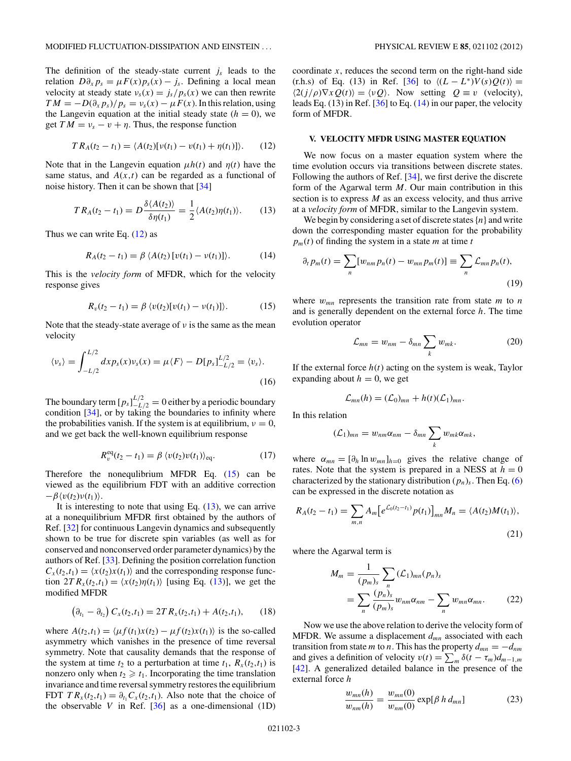The definition of the steady-state current $j_s$ leads to the relation $D\partial_x p_s = \mu F(x) p_s(x) - j_s$. Defining a local mean velocity at steady state $\nu_s(x) = j_s/p_s(x)$ we can then rewrite $TM = -D(\partial_x p_s)/p_s = \nu_s(x) - \mu F(x)$. In this relation, using the Langevin equation at the initial steady state ($h = 0$), we get $TM = \nu_s - v + \eta$. Thus, the response function

$$T R_A(t_2 - t_1) = \langle A(t_2)[\nu(t_1) - v(t_1) + \eta(t_1)]\rangle. \tag{12}$$

Note that in the Langevin equation $\mu h(t)$ and $\eta(t)$ have the same status, and $A(x,t)$ can be regarded as a functional of noise history. Then it can be shown that [34]

$$T R_A(t_2 - t_1) = D \frac{\delta\langle A(t_2)\rangle}{\delta \eta(t_1)} = \frac{1}{2}\langle A(t_2)\eta(t_1)\rangle. \tag{13}$$

Thus we can write Eq. (12) as

$$R_A(t_2 - t_1) = \beta\, \langle A(t_2)\,[v(t_1) - \nu(t_1)]\rangle. \tag{14}$$

This is the *velocity form* of MFDR, which for the velocity response gives

$$R_v(t_2 - t_1) = \beta\, \langle v(t_2)[v(t_1) - \nu(t_1)]\rangle. \tag{15}$$

Note that the steady-state average of $\nu$ is the same as the mean velocity

$$\langle \nu_s\rangle = \int_{-L/2}^{L/2} dx p_s(x)\nu_s(x) = \mu\langle F\rangle - D[p_s]_{-L/2}^{L/2} = \langle v_s\rangle. \tag{16}$$

The boundary term $[p_s]_{-L/2}^{L/2} = 0$ either by a periodic boundary condition [34], or by taking the boundaries to infinity where the probabilities vanish. If the system is at equilibrium, $\nu = 0$, and we get back the well-known equilibrium response

$$R_v^{\rm eq}(t_2 - t_1) = \beta\, \langle v(t_2)v(t_1)\rangle_{\rm eq}. \tag{17}$$

Therefore the nonequlibrium MFDR Eq. (15) can be viewed as the equilibrium FDT with an additive correction $-\beta\langle v(t_2)\nu(t_1)\rangle$.

It is interesting to note that using Eq. (13), we can arrive at a nonequilibrium MFDR first obtained by the authors of Ref. [32] for continuous Langevin dynamics and subsequently shown to be true for discrete spin variables (as well as for conserved and nonconserved order parameter dynamics) by the authors of Ref. [33]. Defining the position correlation function $C_x(t_2,t_1) = \langle x(t_2)x(t_1)\rangle$ and the corresponding response function $2T R_x(t_2,t_1) = \langle x(t_2)\eta(t_1)\rangle$ [using Eq. (13)], we get the modified MFDR

$$\left(\partial_{t_1} - \partial_{t_2}\right) C_x(t_2,t_1) = 2T R_x(t_2,t_1) + A(t_2,t_1), \tag{18}$$

where $A(t_2,t_1) = \langle \mu f(t_1)x(t_2) - \mu f(t_2)x(t_1)\rangle$ is the so-called asymmetry which vanishes in the presence of time reversal symmetry. Note that causality demands that the response of the system at time $t_2$ to a perturbation at time $t_1$, $R_x(t_2,t_1)$ is nonzero only when $t_2 \geqslant t_1$. Incorporating the time translation invariance and time reversal symmetry restores the equilibrium FDT $T R_x(t_2,t_1) = \partial_{t_1} C_x(t_2,t_1)$. Also note that the choice of the observable $V$ in Ref. [36] as a one-dimensional (1D) coordinate $x$, reduces the second term on the right-hand side (r.h.s) of Eq. (13) in Ref. [36] to $\langle (L - L^*)V(s)Q(t)\rangle = \langle 2(j/\rho)\nabla x Q(t)\rangle = \langle \nu Q\rangle$. Now setting $Q \equiv v$ (velocity), leads Eq. (13) in Ref. [36] to Eq. (14) in our paper, the velocity form of MFDR.

## V. VELOCITY MFDR USING MASTER EQUATION

We now focus on a master equation system where the time evolution occurs via transitions between discrete states. Following the authors of Ref. [34], we first derive the discrete form of the Agarwal term $M$. Our main contribution in this section is to express $M$ as an excess velocity, and thus arrive at a *velocity form* of MFDR, similar to the Langevin system.

We begin by considering a set of discrete states $\{n\}$ and write down the corresponding master equation for the probability $p_m(t)$ of finding the system in a state $m$ at time $t$

$$\partial_t p_m(t) = \sum_n [w_{nm} p_n(t) - w_{mn} p_m(t)] \equiv \sum_n \mathcal{L}_{mn} p_n(t), \tag{19}$$

where $w_{mn}$ represents the transition rate from state $m$ to $n$ and is generally dependent on the external force $h$. The time evolution operator

$$\mathcal{L}_{mn} = w_{nm} - \delta_{mn} \sum_k w_{mk}. \tag{20}$$

If the external force $h(t)$ acting on the system is weak, Taylor expanding about $h = 0$, we get

$$\mathcal{L}_{mn}(h) = (\mathcal{L}_0)_{mn} + h(t)(\mathcal{L}_1)_{mn}.$$

In this relation

$$(\mathcal{L}_1)_{mn} = w_{nm}\alpha_{nm} - \delta_{mn} \sum_k w_{mk}\alpha_{mk},$$

where $\alpha_{mn} = [\partial_h \ln w_{mn}]_{h=0}$ gives the relative change of rates. Note that the system is prepared in a NESS at $h = 0$ characterized by the stationary distribution $(p_n)_s$. Then Eq. (6) can be expressed in the discrete notation as

$$R_A(t_2 - t_1) = \sum_{m,n} A_m \big[e^{\mathcal{L}_0(t_2 - t_1)} p(t_1)\big]_{mn} M_n = \langle A(t_2)M(t_1)\rangle, \tag{21}$$

where the Agarwal term is

$$\begin{aligned} M_m &= \frac{1}{(p_m)_s} \sum_n (\mathcal{L}_1)_{mn}(p_n)_s \\ &= \sum_n \frac{(p_n)_s}{(p_m)_s} w_{nm}\alpha_{nm} - \sum_n w_{mn}\alpha_{mn}. \end{aligned} \tag{22}$$

Now we use the above relation to derive the velocity form of MFDR. We assume a displacement $d_{mn}$ associated with each transition from state $m$ to $n$. This has the property $d_{mn} = -d_{nm}$ and gives a definition of velocity $v(t) = \sum_m \delta(t - \tau_m) d_{m-1,m}$ [42]. A generalized detailed balance in the presence of the external force $h$

$$\frac{w_{mn}(h)}{w_{nm}(h)} = \frac{w_{mn}(0)}{w_{nm}(0)} \exp[\beta\, h\, d_{mn}] \tag{23}$$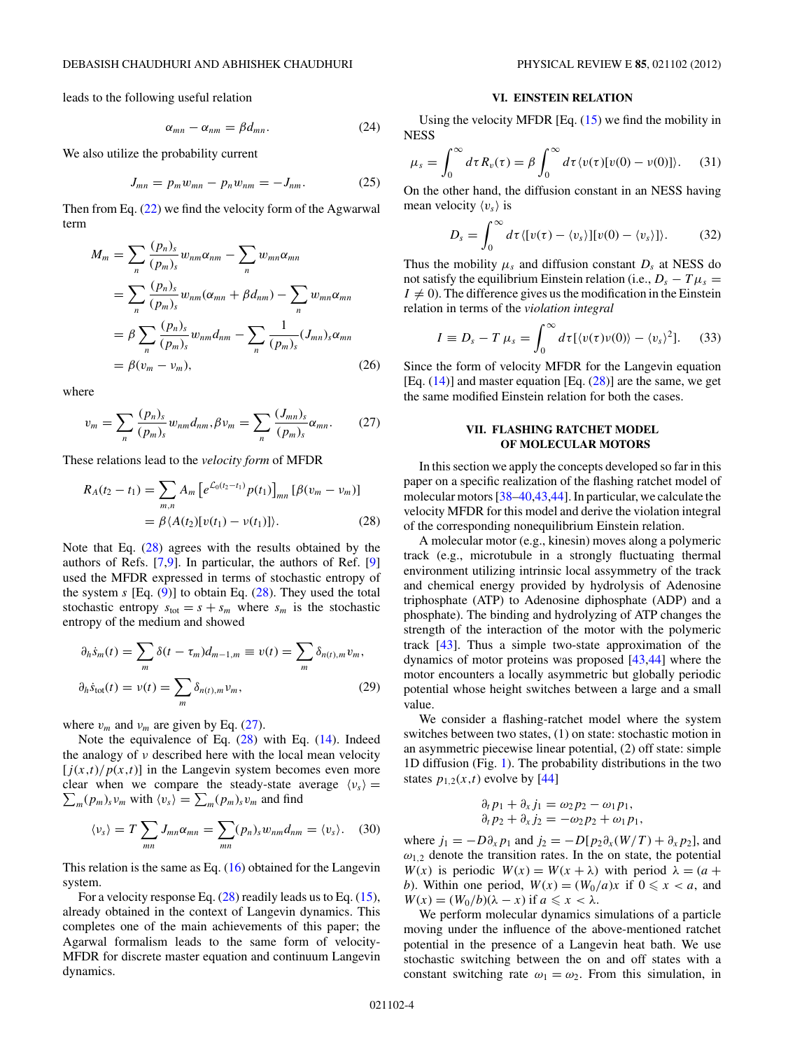leads to the following useful relation

$$\alpha_{mn} - \alpha_{nm} = \beta d_{mn}. \tag{24}$$

We also utilize the probability current

$$J_{mn} = p_m w_{mn} - p_n w_{nm} = -J_{nm}. \tag{25}$$

Then from Eq. (22) we find the velocity form of the Agwarwal term

$$\begin{aligned}
M_m &= \sum_n \frac{(p_n)_s}{(p_m)_s} w_{nm} \alpha_{nm} - \sum_n w_{mn} \alpha_{mn} \\
&= \sum_n \frac{(p_n)_s}{(p_m)_s} w_{nm} (\alpha_{mn} + \beta d_{nm}) - \sum_n w_{mn} \alpha_{mn} \\
&= \beta \sum_n \frac{(p_n)_s}{(p_m)_s} w_{nm} d_{nm} - \sum_n \frac{1}{(p_m)_s} (J_{mn})_s \alpha_{mn} \\
&= \beta(v_m - \nu_m),
\end{aligned} \tag{26}$$

where

$$v_m = \sum_n \frac{(p_n)_s}{(p_m)_s} w_{nm} d_{nm}, \beta \nu_m = \sum_n \frac{(J_{mn})_s}{(p_m)_s} \alpha_{mn}. \tag{27}$$

These relations lead to the *velocity form* of MFDR

$$\begin{aligned}
R_A(t_2 - t_1) &= \sum_{m,n} A_m \left[ e^{\mathcal{L}_0 (t_2 - t_1)} p(t_1) \right]_{mn} [\beta(v_m - \nu_m)] \\
&= \beta \langle A(t_2)[v(t_1) - \nu(t_1)] \rangle.
\end{aligned} \tag{28}$$

Note that Eq. (28) agrees with the results obtained by the authors of Refs. [7,9]. In particular, the authors of Ref. [9] used the MFDR expressed in terms of stochastic entropy of the system $s$ [Eq. (9)] to obtain Eq. (28). They used the total stochastic entropy $s_{\rm tot} = s + s_m$ where $s_m$ is the stochastic entropy of the medium and showed

$$\begin{aligned}
\partial_h \dot{s}_m(t) &= \sum_m \delta(t - \tau_m) d_{m-1,m} \equiv v(t) = \sum_m \delta_{n(t),m} v_m, \\
\partial_h \dot{s}_{\rm tot}(t) &= \nu(t) = \sum_m \delta_{n(t),m} \nu_m,
\end{aligned} \tag{29}$$

where $v_m$ and $\nu_m$ are given by Eq. (27).

Note the equivalence of Eq. (28) with Eq. (14). Indeed the analogy of $\nu$ described here with the local mean velocity $[j(x,t)/p(x,t)]$ in the Langevin system becomes even more clear when we compare the steady-state average $\langle \nu_s \rangle = \sum_m (p_m)_s \nu_m$ with $\langle v_s \rangle = \sum_m (p_m)_s v_m$ and find

$$\langle \nu_s \rangle = T \sum_{mn} J_{mn} \alpha_{mn} = \sum_{mn} (p_n)_s w_{nm} d_{mn} = \langle v_s \rangle. \tag{30}$$

This relation is the same as Eq. (16) obtained for the Langevin system.

For a velocity response Eq. (28) readily leads us to Eq. (15), already obtained in the context of Langevin dynamics. This completes one of the main achievements of this paper; the Agarwal formalism leads to the same form of velocity-MFDR for discrete master equation and continuum Langevin dynamics.

## VI. EINSTEIN RELATION

Using the velocity MFDR [Eq. (15) we find the mobility in NESS

$$\mu_s = \int_0^\infty d\tau R_v(\tau) = \beta \int_0^\infty d\tau \langle v(\tau)[v(0) - \nu(0)] \rangle. \tag{31}$$

On the other hand, the diffusion constant in an NESS having mean velocity $\langle v_s \rangle$ is

$$D_s = \int_0^\infty d\tau \langle [v(\tau) - \langle v_s \rangle][v(0) - \langle v_s \rangle] \rangle. \tag{32}$$

Thus the mobility $\mu_s$ and diffusion constant $D_s$ at NESS do not satisfy the equilibrium Einstein relation (i.e., $D_s - T\mu_s = I \neq 0$). The difference gives us the modification in the Einstein relation in terms of the *violation integral*

$$I \equiv D_s - T\mu_s = \int_0^\infty d\tau [\langle v(\tau)\nu(0) \rangle - \langle v_s \rangle^2]. \tag{33}$$

Since the form of velocity MFDR for the Langevin equation [Eq. (14)] and master equation [Eq. (28)] are the same, we get the same modified Einstein relation for both the cases.

## VII. FLASHING RATCHET MODEL OF MOLECULAR MOTORS

In this section we apply the concepts developed so far in this paper on a specific realization of the flashing ratchet model of molecular motors [38–40,43,44]. In particular, we calculate the velocity MFDR for this model and derive the violation integral of the corresponding nonequilibrium Einstein relation.

A molecular motor (e.g., kinesin) moves along a polymeric track (e.g., microtubule in a strongly fluctuating thermal environment utilizing intrinsic local assymmetry of the track and chemical energy provided by hydrolysis of Adenosine triphosphate (ATP) to Adenosine diphosphate (ADP) and a phosphate). The binding and hydrolyzing of ATP changes the strength of the interaction of the motor with the polymeric track [43]. Thus a simple two-state approximation of the dynamics of motor proteins was proposed [43,44] where the motor encounters a locally asymmetric but globally periodic potential whose height switches between a large and a small value.

We consider a flashing-ratchet model where the system switches between two states, (1) on state: stochastic motion in an asymmetric piecewise linear potential, (2) off state: simple 1D diffusion (Fig. 1). The probability distributions in the two states $p_{1,2}(x,t)$ evolve by [44]

$$\begin{aligned}
\partial_t p_1 + \partial_x j_1 &= \omega_2 p_2 - \omega_1 p_1, \\
\partial_t p_2 + \partial_x j_2 &= -\omega_2 p_2 + \omega_1 p_1,
\end{aligned}$$

where $j_1 = -D\partial_x p_1$ and $j_2 = -D[p_2 \partial_x (W/T) + \partial_x p_2]$, and $\omega_{1,2}$ denote the transition rates. In the on state, the potential $W(x)$ is periodic $W(x) = W(x + \lambda)$ with period $\lambda = (a + b)$. Within one period, $W(x) = (W_0/a)x$ if $0 \leqslant x < a$, and $W(x) = (W_0/b)(\lambda - x)$ if $a \leqslant x < \lambda$.

We perform molecular dynamics simulations of a particle moving under the influence of the above-mentioned ratchet potential in the presence of a Langevin heat bath. We use stochastic switching between the on and off states with a constant switching rate $\omega_1 = \omega_2$. From this simulation, in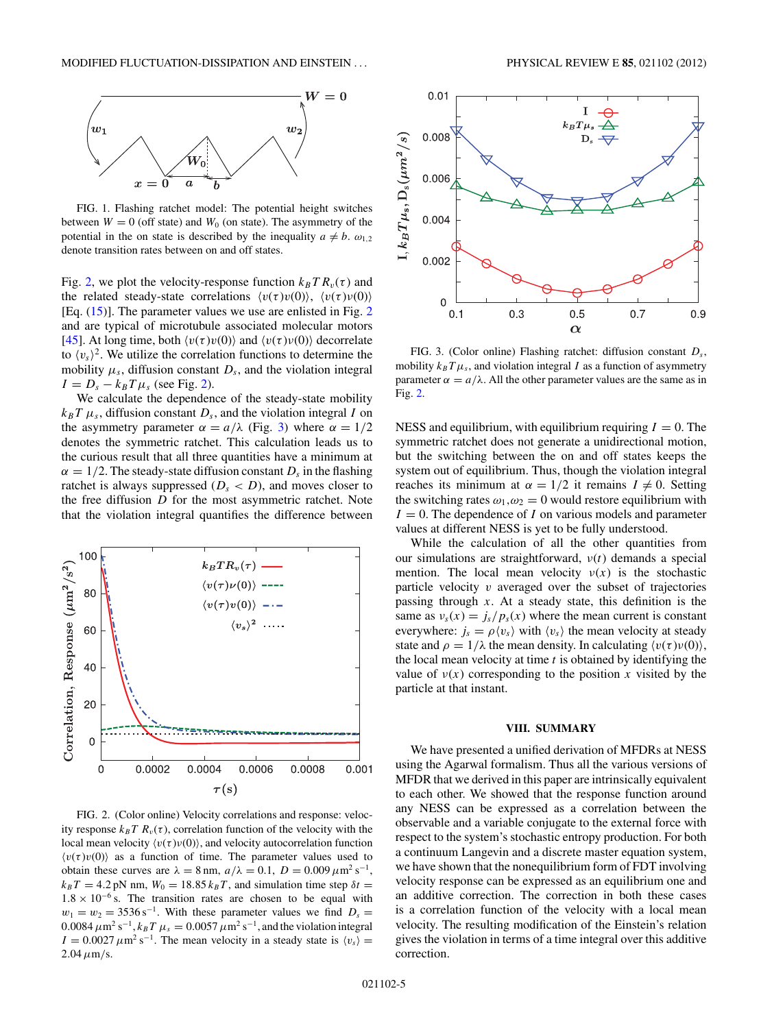FIG. 1. Flashing ratchet model: The potential height switches between $W = 0$ (off state) and $W_0$ (on state). The asymmetry of the potential in the on state is described by the inequality $a \neq b$. $\omega_{1,2}$ denote transition rates between on and off states.

Fig. 2, we plot the velocity-response function $k_B T R_v(\tau)$ and the related steady-state correlations $\langle v(\tau)\nu(0)\rangle$, $\langle v(\tau)v(0)\rangle$ [Eq. (15)]. The parameter values we use are enlisted in Fig. 2 and are typical of microtubule associated molecular motors [45]. At long time, both $\langle v(\tau)\nu(0)\rangle$ and $\langle v(\tau)v(0)\rangle$ decorrelate to $\langle v_s\rangle^2$. We utilize the correlation functions to determine the mobility $\mu_s$, diffusion constant $D_s$, and the violation integral $I = D_s - k_B T \mu_s$ (see Fig. 2).

We calculate the dependence of the steady-state mobility $k_B T\, \mu_s$, diffusion constant $D_s$, and the violation integral $I$ on the asymmetry parameter $\alpha = a/\lambda$ (Fig. 3) where $\alpha = 1/2$ denotes the symmetric ratchet. This calculation leads us to the curious result that all three quantities have a minimum at $\alpha = 1/2$. The steady-state diffusion constant $D_s$ in the flashing ratchet is always suppressed ($D_s < D$), and moves closer to the free diffusion $D$ for the most asymmetric ratchet. Note that the violation integral quantifies the difference between NESS and equilibrium, with equilibrium requiring $I = 0$. The symmetric ratchet does not generate a unidirectional motion, but the switching between the on and off states keeps the system out of equilibrium. Thus, though the violation integral reaches its minimum at $\alpha = 1/2$ it remains $I \neq 0$. Setting the switching rates $\omega_1,\omega_2 = 0$ would restore equilibrium with $I = 0$. The dependence of $I$ on various models and parameter values at different NESS is yet to be fully understood.

FIG. 2. (Color online) Velocity correlations and response: velocity response $k_B T\, R_v(\tau)$, correlation function of the velocity with the local mean velocity $\langle v(\tau)\nu(0)\rangle$, and velocity autocorrelation function $\langle v(\tau)v(0)\rangle$ as a function of time. The parameter values used to obtain these curves are $\lambda = 8\,\mathrm{nm}$, $a/\lambda = 0.1$, $D = 0.009\,\mu\mathrm{m}^2\,\mathrm{s}^{-1}$, $k_B T = 4.2\,\mathrm{pN\,nm}$, $W_0 = 18.85\,k_B T$, and simulation time step $\delta t = 1.8 \times 10^{-6}\,\mathrm{s}$. The transition rates are chosen to be equal with $w_1 = w_2 = 3536\,\mathrm{s}^{-1}$. With these parameter values we find $D_s = 0.0084\,\mu\mathrm{m}^2\,\mathrm{s}^{-1}$, $k_B T\,\mu_s = 0.0057\,\mu\mathrm{m}^2\,\mathrm{s}^{-1}$, and the violation integral $I = 0.0027\,\mu\mathrm{m}^2\,\mathrm{s}^{-1}$. The mean velocity in a steady state is $\langle v_s\rangle = 2.04\,\mu\mathrm{m/s}$.

FIG. 3. (Color online) Flashing ratchet: diffusion constant $D_s$, mobility $k_B T\,\mu_s$, and violation integral $I$ as a function of asymmetry parameter $\alpha = a/\lambda$. All the other parameter values are the same as in Fig. 2.

While the calculation of all the other quantities from our simulations are straightforward, $\nu(t)$ demands a special mention. The local mean velocity $\nu(x)$ is the stochastic particle velocity $v$ averaged over the subset of trajectories passing through $x$. At a steady state, this definition is the same as $\nu_s(x) = j_s/p_s(x)$ where the mean current is constant everywhere: $j_s = \rho\langle v_s\rangle$ with $\langle v_s\rangle$ the mean velocity at steady state and $\rho = 1/\lambda$ the mean density. In calculating $\langle v(\tau)\nu(0)\rangle$, the local mean velocity at time $t$ is obtained by identifying the value of $\nu(x)$ corresponding to the position $x$ visited by the particle at that instant.

## VIII. SUMMARY

We have presented a unified derivation of MFDRs at NESS using the Agarwal formalism. Thus all the various versions of MFDR that we derived in this paper are intrinsically equivalent to each other. We showed that the response function around any NESS can be expressed as a correlation between the observable and a variable conjugate to the external force with respect to the system's stochastic entropy production. For both a continuum Langevin and a discrete master equation system, we have shown that the nonequilibrium form of FDT involving velocity response can be expressed as an equilibrium one and an additive correction. The correction in both these cases is a correlation function of the velocity with a local mean velocity. The resulting modification of the Einstein's relation gives the violation in terms of a time integral over this additive correction.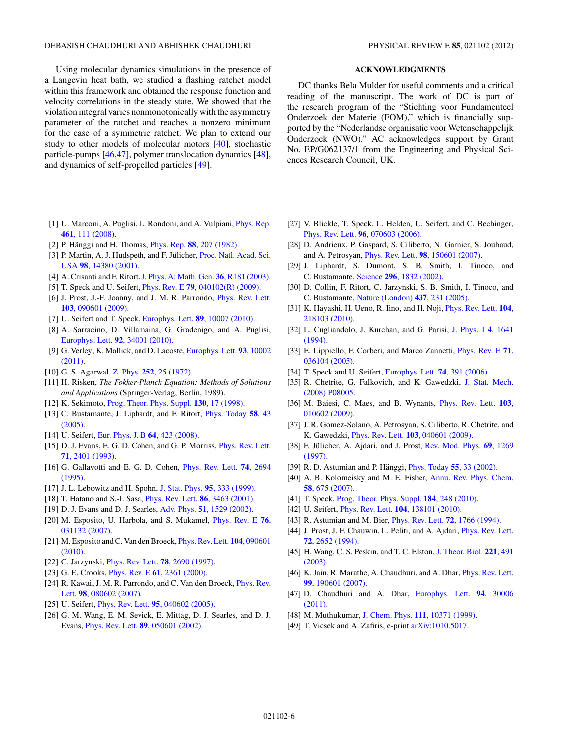Using molecular dynamics simulations in the presence of a Langevin heat bath, we studied a flashing ratchet model within this framework and obtained the response function and velocity correlations in the steady state. We showed that the violation integral varies nonmonotonically with the asymmetry parameter of the ratchet and reaches a nonzero minimum for the case of a symmetric ratchet. We plan to extend our study to other models of molecular motors [40], stochastic particle-pumps [46,47], polymer translocation dynamics [48], and dynamics of self-propelled particles [49].

## ACKNOWLEDGMENTS

DC thanks Bela Mulder for useful comments and a critical reading of the manuscript. The work of DC is part of the research program of the "Stichting voor Fundamenteel Onderzoek der Materie (FOM)," which is financially supported by the "Nederlandse organisatie voor Wetenschappelijk Onderzoek (NWO)." AC acknowledges support by Grant No. EP/G062137/1 from the Engineering and Physical Sciences Research Council, UK.

---

[1] U. Marconi, A. Puglisi, L. Rondoni, and A. Vulpiani, Phys. Rep. **461**, 111 (2008).

[2] P. Hänggi and H. Thomas, Phys. Rep. **88**, 207 (1982).

[3] P. Martin, A. J. Hudspeth, and F. Jülicher, Proc. Natl. Acad. Sci. USA **98**, 14380 (2001).

[4] A. Crisanti and F. Ritort, J. Phys. A: Math. Gen. **36**, R181 (2003).

[5] T. Speck and U. Seifert, Phys. Rev. E **79**, 040102(R) (2009).

[6] J. Prost, J.-F. Joanny, and J. M. R. Parrondo, Phys. Rev. Lett. **103**, 090601 (2009).

[7] U. Seifert and T. Speck, Europhys. Lett. **89**, 10007 (2010).

[8] A. Sarracino, D. Villamaina, G. Gradenigo, and A. Puglisi, Europhys. Lett. **92**, 34001 (2010).

[9] G. Verley, K. Mallick, and D. Lacoste, Europhys. Lett. **93**, 10002 (2011).

[10] G. S. Agarwal, Z. Phys. **252**, 25 (1972).

[11] H. Risken, *The Fokker-Planck Equation: Methods of Solutions and Applications* (Springer-Verlag, Berlin, 1989).

[12] K. Sekimoto, Prog. Theor. Phys. Suppl. **130**, 17 (1998).

[13] C. Bustamante, J. Liphardt, and F. Ritort, Phys. Today **58**, 43 (2005).

[14] U. Seifert, Eur. Phys. J. B **64**, 423 (2008).

[15] D. J. Evans, E. G. D. Cohen, and G. P. Morriss, Phys. Rev. Lett. **71**, 2401 (1993).

[16] G. Gallavotti and E. G. D. Cohen, Phys. Rev. Lett. **74**, 2694 (1995).

[17] J. L. Lebowitz and H. Spohn, J. Stat. Phys. **95**, 333 (1999).

[18] T. Hatano and S.-I. Sasa, Phys. Rev. Lett. **86**, 3463 (2001).

[19] D. J. Evans and D. J. Searles, Adv. Phys. **51**, 1529 (2002).

[20] M. Esposito, U. Harbola, and S. Mukamel, Phys. Rev. E **76**, 031132 (2007).

[21] M. Esposito and C. Van den Broeck, Phys. Rev. Lett. **104**, 090601 (2010).

[22] C. Jarzynski, Phys. Rev. Lett. **78**, 2690 (1997).

[23] G. E. Crooks, Phys. Rev. E **61**, 2361 (2000).

[24] R. Kawai, J. M. R. Parrondo, and C. Van den Broeck, Phys. Rev. Lett. **98**, 080602 (2007).

[25] U. Seifert, Phys. Rev. Lett. **95**, 040602 (2005).

[26] G. M. Wang, E. M. Sevick, E. Mittag, D. J. Searles, and D. J. Evans, Phys. Rev. Lett. **89**, 050601 (2002).

[27] V. Blickle, T. Speck, L. Helden, U. Seifert, and C. Bechinger, Phys. Rev. Lett. **96**, 070603 (2006).

[28] D. Andrieux, P. Gaspard, S. Ciliberto, N. Garnier, S. Joubaud, and A. Petrosyan, Phys. Rev. Lett. **98**, 150601 (2007).

[29] J. Liphardt, S. Dumont, S. B. Smith, I. Tinoco, and C. Bustamante, Science **296**, 1832 (2002).

[30] D. Collin, F. Ritort, C. Jarzynski, S. B. Smith, I. Tinoco, and C. Bustamante, Nature (London) **437**, 231 (2005).

[31] K. Hayashi, H. Ueno, R. Iino, and H. Noji, Phys. Rev. Lett. **104**, 218103 (2010).

[32] L. Cugliandolo, J. Kurchan, and G. Parisi, J. Phys. I **4**, 1641 (1994).

[33] E. Lippiello, F. Corberi, and Marco Zannetti, Phys. Rev. E **71**, 036104 (2005).

[34] T. Speck and U. Seifert, Europhys. Lett. **74**, 391 (2006).

[35] R. Chetrite, G. Falkovich, and K. Gawedzki, J. Stat. Mech. (2008) P08005.

[36] M. Baiesi, C. Maes, and B. Wynants, Phys. Rev. Lett. **103**, 010602 (2009).

[37] J. R. Gomez-Solano, A. Petrosyan, S. Ciliberto, R. Chetrite, and K. Gawedzki, Phys. Rev. Lett. **103**, 040601 (2009).

[38] F. Jülicher, A. Ajdari, and J. Prost, Rev. Mod. Phys. **69**, 1269 (1997).

[39] R. D. Astumian and P. Hänggi, Phys. Today **55**, 33 (2002).

[40] A. B. Kolomeisky and M. E. Fisher, Annu. Rev. Phys. Chem. **58**, 675 (2007).

[41] T. Speck, Prog. Theor. Phys. Suppl. **184**, 248 (2010).

[42] U. Seifert, Phys. Rev. Lett. **104**, 138101 (2010).

[43] R. Astumian and M. Bier, Phys. Rev. Lett. **72**, 1766 (1994).

[44] J. Prost, J. F. Chauwin, L. Peliti, and A. Ajdari, Phys. Rev. Lett. **72**, 2652 (1994).

[45] H. Wang, C. S. Peskin, and T. C. Elston, J. Theor. Biol. **221**, 491 (2003).

[46] K. Jain, R. Marathe, A. Chaudhuri, and A. Dhar, Phys. Rev. Lett. **99**, 190601 (2007).

[47] D. Chaudhuri and A. Dhar, Europhys. Lett. **94**, 30006 (2011).

[48] M. Muthukumar, J. Chem. Phys. **111**, 10371 (1999).

[49] T. Vicsek and A. Zafiris, e-print arXiv:1010.5017.